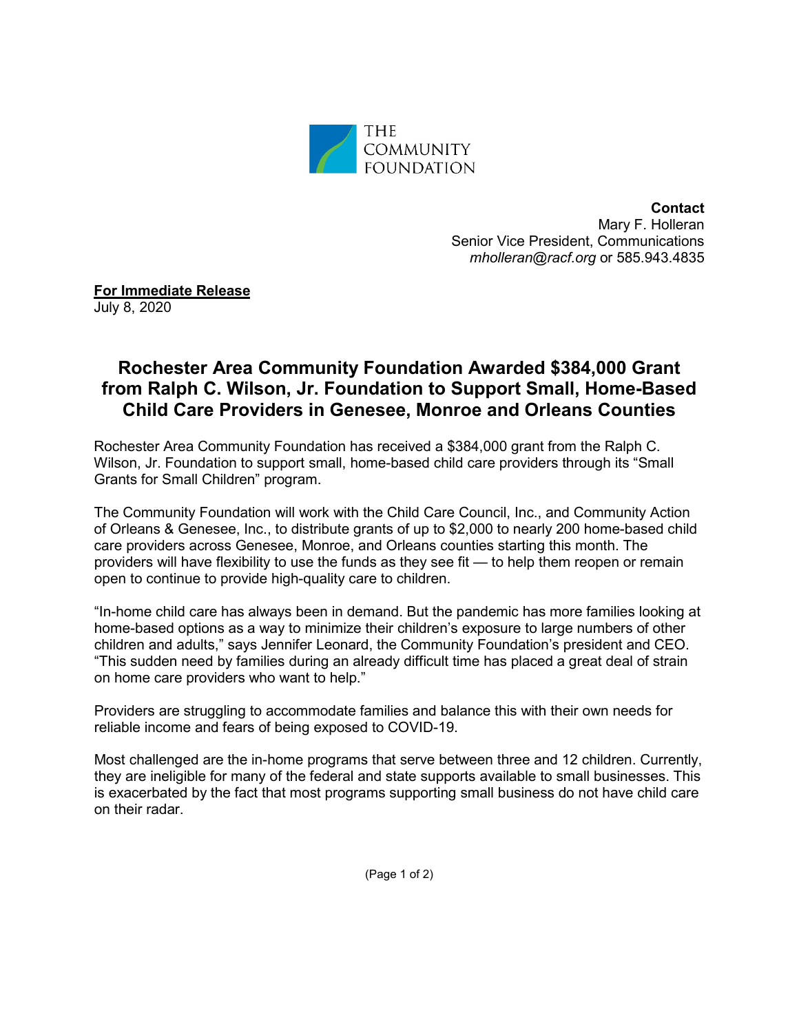THE COMMUNITY FOUNDATION

**Contact**
Mary F. Holleran
Senior Vice President, Communications
*mholleran@racf.org* or 585.943.4835

**For Immediate Release**
July 8, 2020

# Rochester Area Community Foundation Awarded $384,000 Grant from Ralph C. Wilson, Jr. Foundation to Support Small, Home-Based Child Care Providers in Genesee, Monroe and Orleans Counties

Rochester Area Community Foundation has received a $384,000 grant from the Ralph C. Wilson, Jr. Foundation to support small, home-based child care providers through its "Small Grants for Small Children" program.

The Community Foundation will work with the Child Care Council, Inc., and Community Action of Orleans & Genesee, Inc., to distribute grants of up to $2,000 to nearly 200 home-based child care providers across Genesee, Monroe, and Orleans counties starting this month. The providers will have flexibility to use the funds as they see fit — to help them reopen or remain open to continue to provide high-quality care to children.

"In-home child care has always been in demand. But the pandemic has more families looking at home-based options as a way to minimize their children's exposure to large numbers of other children and adults," says Jennifer Leonard, the Community Foundation's president and CEO. "This sudden need by families during an already difficult time has placed a great deal of strain on home care providers who want to help."

Providers are struggling to accommodate families and balance this with their own needs for reliable income and fears of being exposed to COVID-19.

Most challenged are the in-home programs that serve between three and 12 children. Currently, they are ineligible for many of the federal and state supports available to small businesses. This is exacerbated by the fact that most programs supporting small business do not have child care on their radar.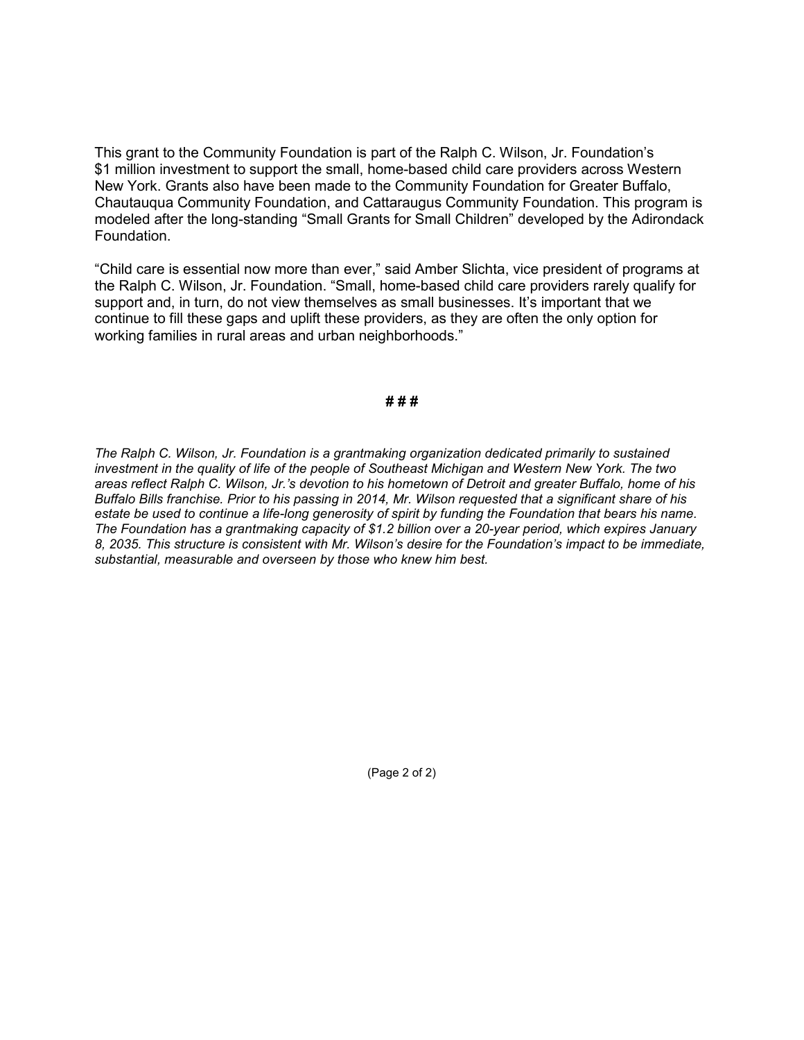This grant to the Community Foundation is part of the Ralph C. Wilson, Jr. Foundation's $1 million investment to support the small, home-based child care providers across Western New York. Grants also have been made to the Community Foundation for Greater Buffalo, Chautauqua Community Foundation, and Cattaraugus Community Foundation. This program is modeled after the long-standing "Small Grants for Small Children" developed by the Adirondack Foundation.

"Child care is essential now more than ever," said Amber Slichta, vice president of programs at the Ralph C. Wilson, Jr. Foundation. "Small, home-based child care providers rarely qualify for support and, in turn, do not view themselves as small businesses. It's important that we continue to fill these gaps and uplift these providers, as they are often the only option for working families in rural areas and urban neighborhoods."

**# # #**

*The Ralph C. Wilson, Jr. Foundation is a grantmaking organization dedicated primarily to sustained investment in the quality of life of the people of Southeast Michigan and Western New York. The two areas reflect Ralph C. Wilson, Jr.'s devotion to his hometown of Detroit and greater Buffalo, home of his Buffalo Bills franchise. Prior to his passing in 2014, Mr. Wilson requested that a significant share of his estate be used to continue a life-long generosity of spirit by funding the Foundation that bears his name. The Foundation has a grantmaking capacity of $1.2 billion over a 20-year period, which expires January 8, 2035. This structure is consistent with Mr. Wilson's desire for the Foundation's impact to be immediate, substantial, measurable and overseen by those who knew him best.*